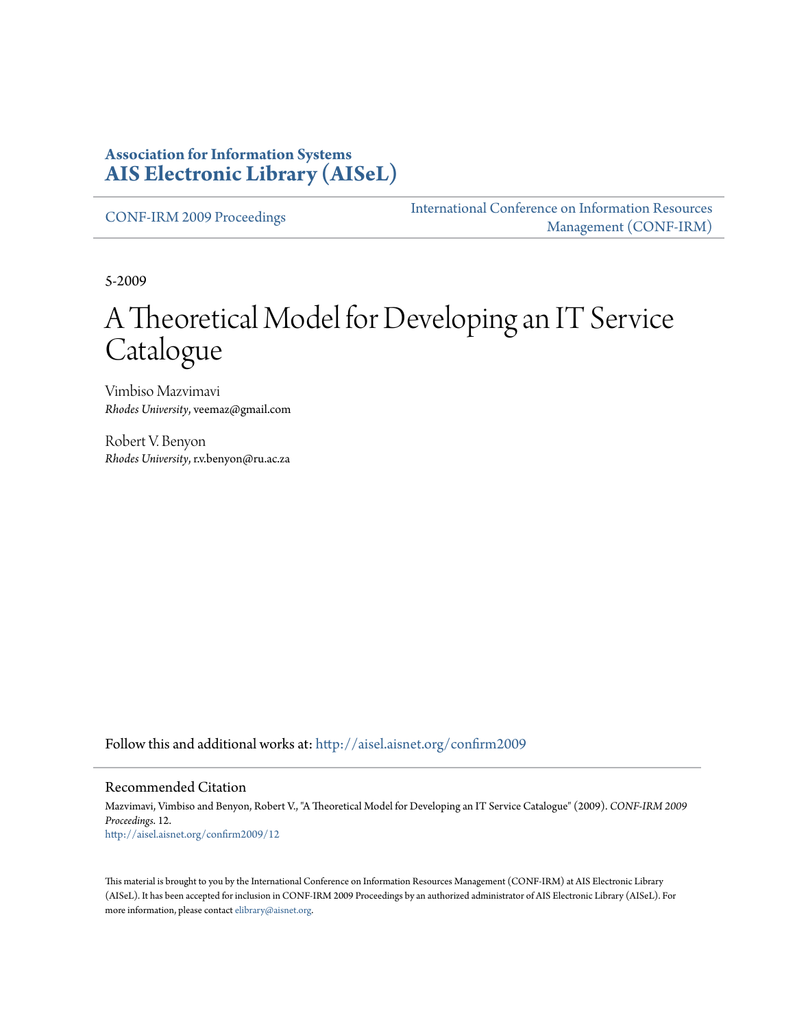**Association for Information Systems**
**AIS Electronic Library (AISeL)**

CONF-IRM 2009 Proceedings

International Conference on Information Resources Management (CONF-IRM)

5-2009

# A Theoretical Model for Developing an IT Service Catalogue

Vimbiso Mazvimavi
*Rhodes University*, veemaz@gmail.com

Robert V. Benyon
*Rhodes University*, r.v.benyon@ru.ac.za

Follow this and additional works at: http://aisel.aisnet.org/confirm2009

## Recommended Citation

Mazvimavi, Vimbiso and Benyon, Robert V., "A Theoretical Model for Developing an IT Service Catalogue" (2009). *CONF-IRM 2009 Proceedings*. 12.
http://aisel.aisnet.org/confirm2009/12

This material is brought to you by the International Conference on Information Resources Management (CONF-IRM) at AIS Electronic Library (AISeL). It has been accepted for inclusion in CONF-IRM 2009 Proceedings by an authorized administrator of AIS Electronic Library (AISeL). For more information, please contact elibrary@aisnet.org.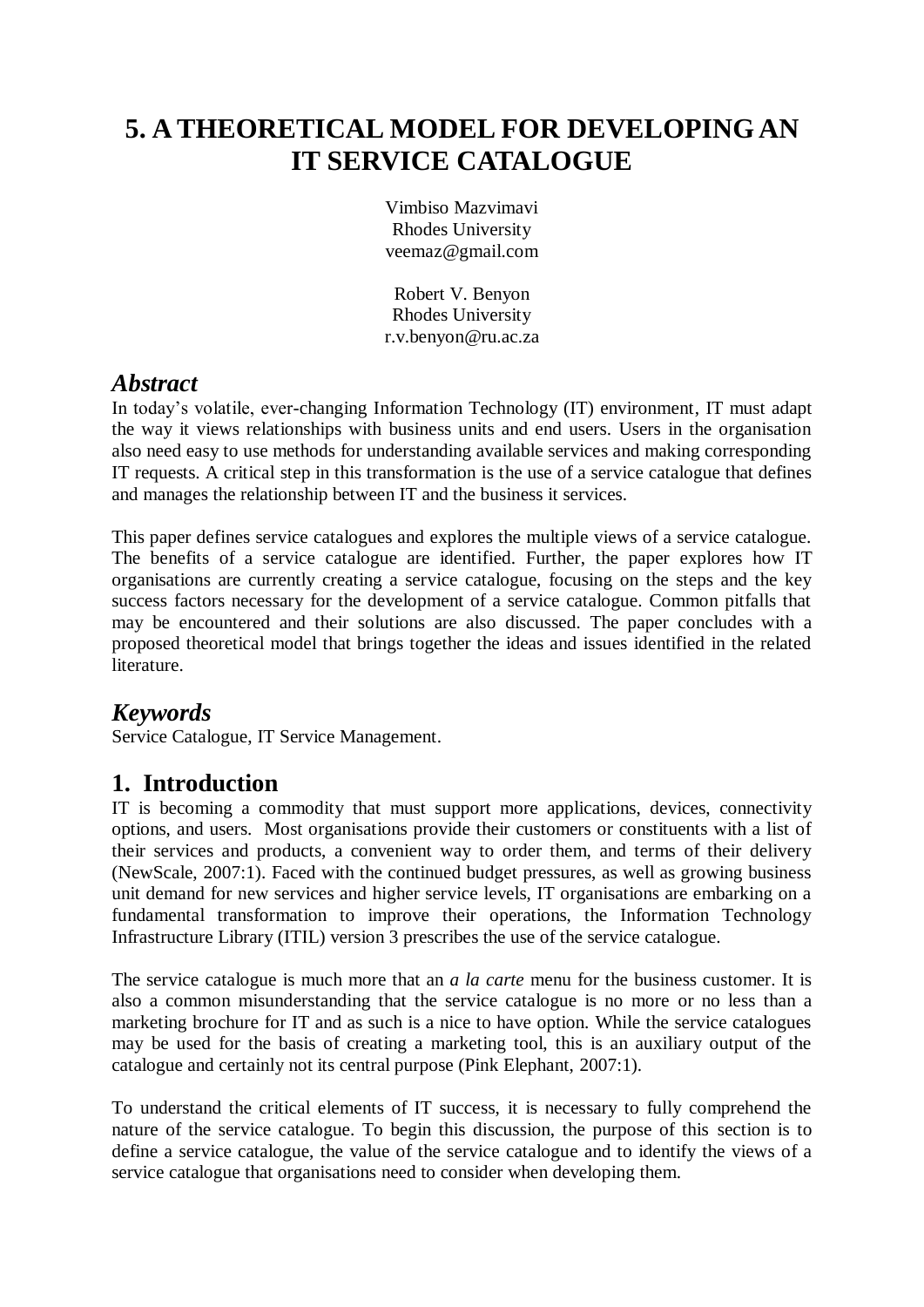# 5. A THEORETICAL MODEL FOR DEVELOPING AN IT SERVICE CATALOGUE

Vimbiso Mazvimavi
Rhodes University
veemaz@gmail.com

Robert V. Benyon
Rhodes University
r.v.benyon@ru.ac.za

## *Abstract*

In today's volatile, ever-changing Information Technology (IT) environment, IT must adapt the way it views relationships with business units and end users. Users in the organisation also need easy to use methods for understanding available services and making corresponding IT requests. A critical step in this transformation is the use of a service catalogue that defines and manages the relationship between IT and the business it services.

This paper defines service catalogues and explores the multiple views of a service catalogue. The benefits of a service catalogue are identified. Further, the paper explores how IT organisations are currently creating a service catalogue, focusing on the steps and the key success factors necessary for the development of a service catalogue. Common pitfalls that may be encountered and their solutions are also discussed. The paper concludes with a proposed theoretical model that brings together the ideas and issues identified in the related literature.

## *Keywords*

Service Catalogue, IT Service Management.

## 1. Introduction

IT is becoming a commodity that must support more applications, devices, connectivity options, and users. Most organisations provide their customers or constituents with a list of their services and products, a convenient way to order them, and terms of their delivery (NewScale, 2007:1). Faced with the continued budget pressures, as well as growing business unit demand for new services and higher service levels, IT organisations are embarking on a fundamental transformation to improve their operations, the Information Technology Infrastructure Library (ITIL) version 3 prescribes the use of the service catalogue.

The service catalogue is much more that an *a la carte* menu for the business customer. It is also a common misunderstanding that the service catalogue is no more or no less than a marketing brochure for IT and as such is a nice to have option. While the service catalogues may be used for the basis of creating a marketing tool, this is an auxiliary output of the catalogue and certainly not its central purpose (Pink Elephant, 2007:1).

To understand the critical elements of IT success, it is necessary to fully comprehend the nature of the service catalogue. To begin this discussion, the purpose of this section is to define a service catalogue, the value of the service catalogue and to identify the views of a service catalogue that organisations need to consider when developing them.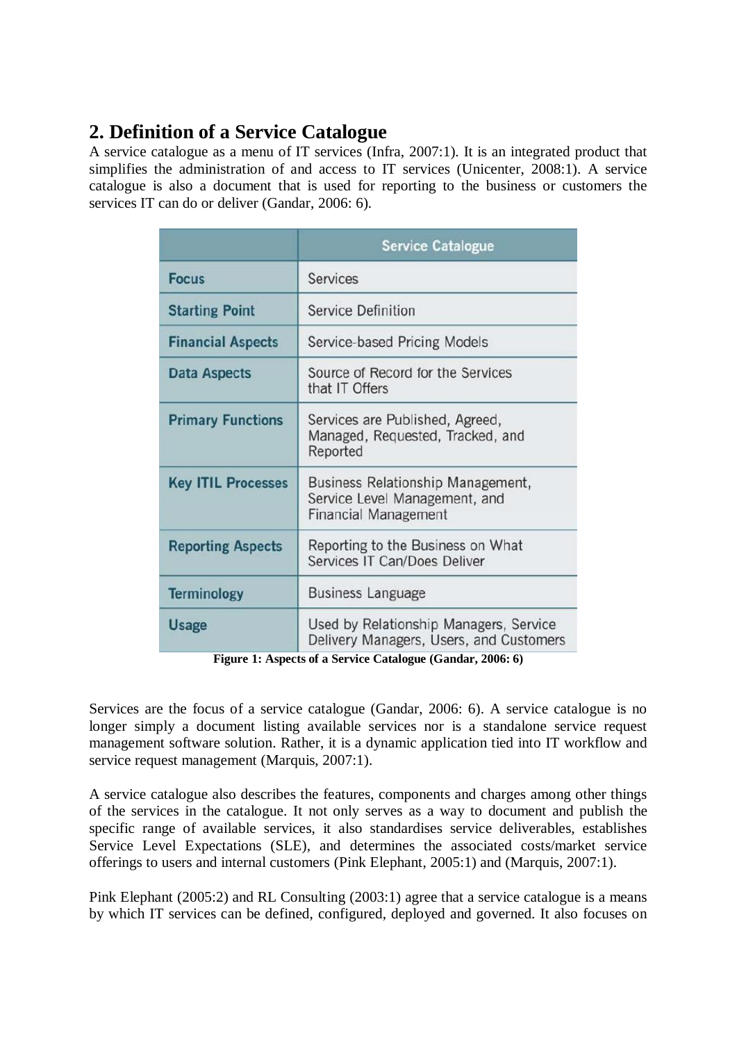## 2. Definition of a Service Catalogue

A service catalogue as a menu of IT services (Infra, 2007:1). It is an integrated product that simplifies the administration of and access to IT services (Unicenter, 2008:1). A service catalogue is also a document that is used for reporting to the business or customers the services IT can do or deliver (Gandar, 2006: 6).

| | Service Catalogue |
|---|---|
| **Focus** | Services |
| **Starting Point** | Service Definition |
| **Financial Aspects** | Service-based Pricing Models |
| **Data Aspects** | Source of Record for the Services that IT Offers |
| **Primary Functions** | Services are Published, Agreed, Managed, Requested, Tracked, and Reported |
| **Key ITIL Processes** | Business Relationship Management, Service Level Management, and Financial Management |
| **Reporting Aspects** | Reporting to the Business on What Services IT Can/Does Deliver |
| **Terminology** | Business Language |
| **Usage** | Used by Relationship Managers, Service Delivery Managers, Users, and Customers |

**Figure 1: Aspects of a Service Catalogue (Gandar, 2006: 6)**

Services are the focus of a service catalogue (Gandar, 2006: 6). A service catalogue is no longer simply a document listing available services nor is a standalone service request management software solution. Rather, it is a dynamic application tied into IT workflow and service request management (Marquis, 2007:1).

A service catalogue also describes the features, components and charges among other things of the services in the catalogue. It not only serves as a way to document and publish the specific range of available services, it also standardises service deliverables, establishes Service Level Expectations (SLE), and determines the associated costs/market service offerings to users and internal customers (Pink Elephant, 2005:1) and (Marquis, 2007:1).

Pink Elephant (2005:2) and RL Consulting (2003:1) agree that a service catalogue is a means by which IT services can be defined, configured, deployed and governed. It also focuses on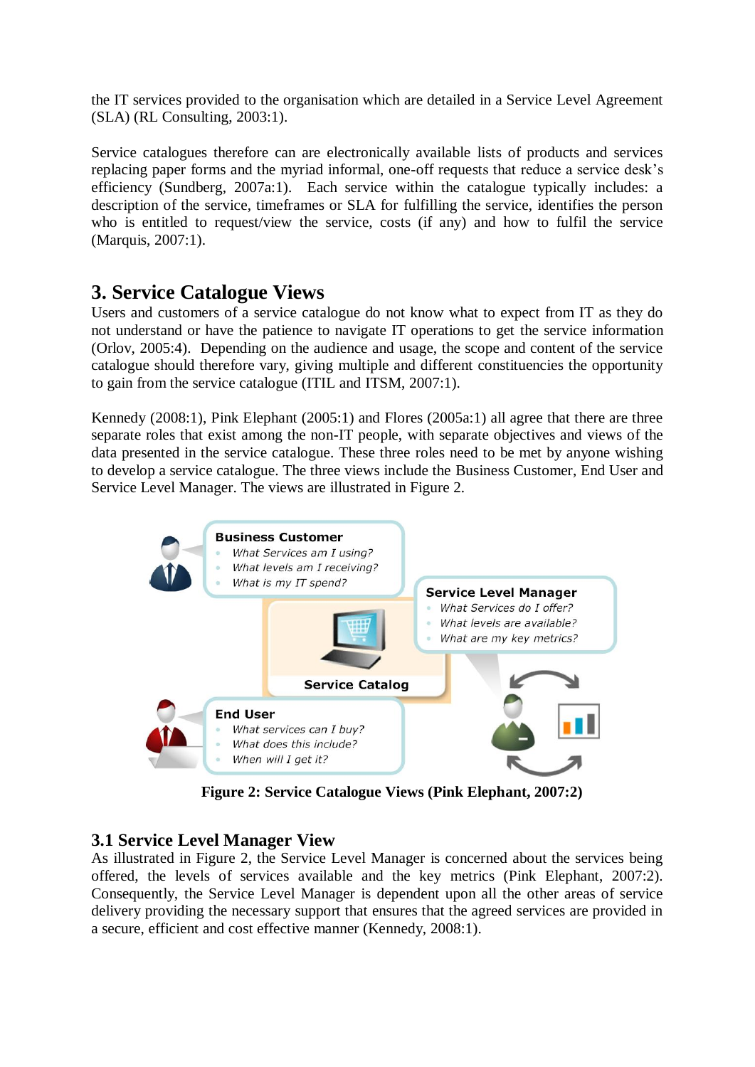the IT services provided to the organisation which are detailed in a Service Level Agreement (SLA) (RL Consulting, 2003:1).

Service catalogues therefore can are electronically available lists of products and services replacing paper forms and the myriad informal, one-off requests that reduce a service desk's efficiency (Sundberg, 2007a:1). Each service within the catalogue typically includes: a description of the service, timeframes or SLA for fulfilling the service, identifies the person who is entitled to request/view the service, costs (if any) and how to fulfil the service (Marquis, 2007:1).

## 3. Service Catalogue Views

Users and customers of a service catalogue do not know what to expect from IT as they do not understand or have the patience to navigate IT operations to get the service information (Orlov, 2005:4). Depending on the audience and usage, the scope and content of the service catalogue should therefore vary, giving multiple and different constituencies the opportunity to gain from the service catalogue (ITIL and ITSM, 2007:1).

Kennedy (2008:1), Pink Elephant (2005:1) and Flores (2005a:1) all agree that there are three separate roles that exist among the non-IT people, with separate objectives and views of the data presented in the service catalogue. These three roles need to be met by anyone wishing to develop a service catalogue. The three views include the Business Customer, End User and Service Level Manager. The views are illustrated in Figure 2.

**Business Customer**
- *What Services am I using?*
- *What levels am I receiving?*
- *What is my IT spend?*

**Service Level Manager**
- *What Services do I offer?*
- *What levels are available?*
- *What are my key metrics?*

**Service Catalog**

**End User**
- *What services can I buy?*
- *What does this include?*
- *When will I get it?*

**Figure 2: Service Catalogue Views (Pink Elephant, 2007:2)**

### 3.1 Service Level Manager View

As illustrated in Figure 2, the Service Level Manager is concerned about the services being offered, the levels of services available and the key metrics (Pink Elephant, 2007:2). Consequently, the Service Level Manager is dependent upon all the other areas of service delivery providing the necessary support that ensures that the agreed services are provided in a secure, efficient and cost effective manner (Kennedy, 2008:1).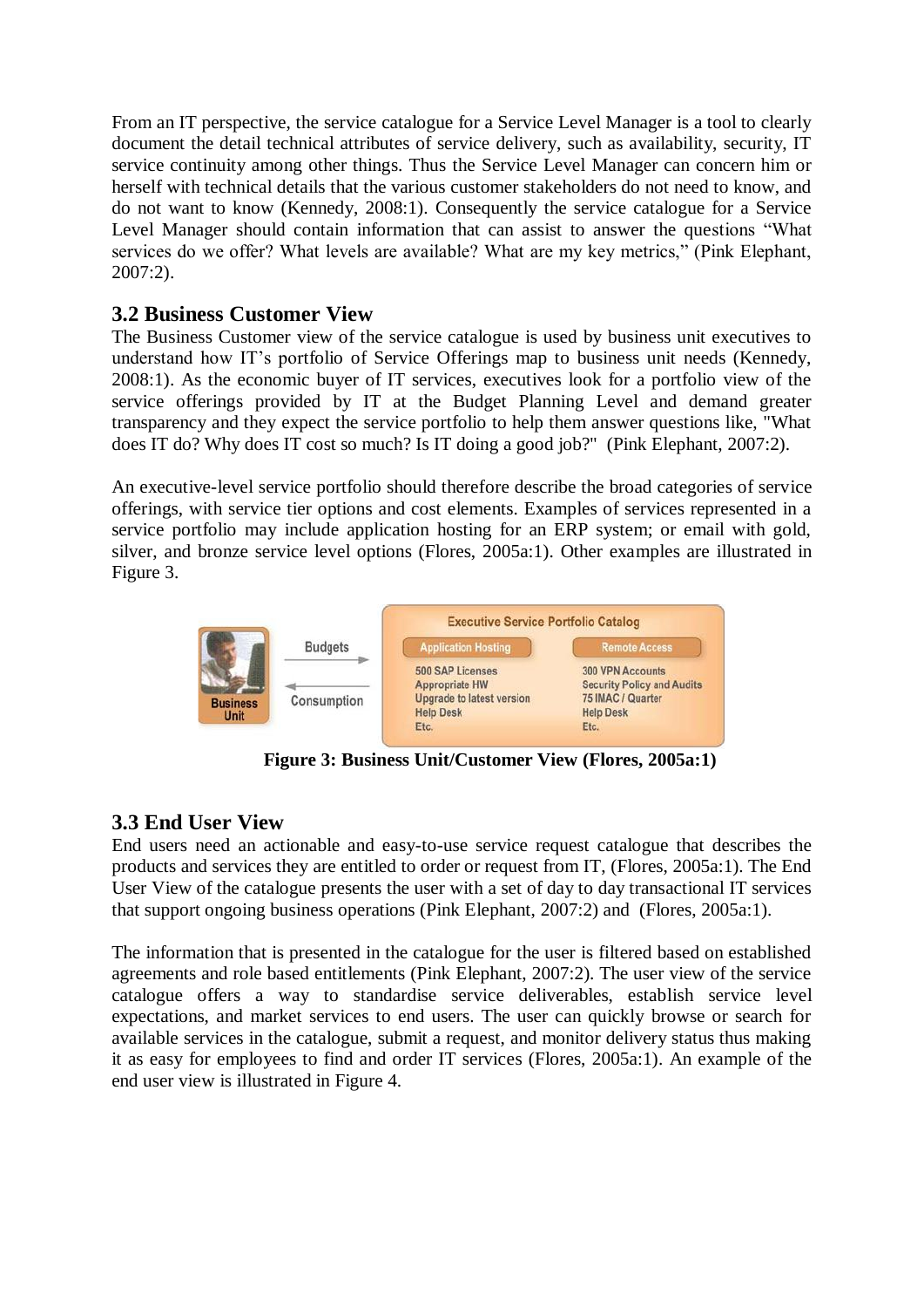From an IT perspective, the service catalogue for a Service Level Manager is a tool to clearly document the detail technical attributes of service delivery, such as availability, security, IT service continuity among other things. Thus the Service Level Manager can concern him or herself with technical details that the various customer stakeholders do not need to know, and do not want to know (Kennedy, 2008:1). Consequently the service catalogue for a Service Level Manager should contain information that can assist to answer the questions "What services do we offer? What levels are available? What are my key metrics," (Pink Elephant, 2007:2).

## 3.2 Business Customer View

The Business Customer view of the service catalogue is used by business unit executives to understand how IT's portfolio of Service Offerings map to business unit needs (Kennedy, 2008:1). As the economic buyer of IT services, executives look for a portfolio view of the service offerings provided by IT at the Budget Planning Level and demand greater transparency and they expect the service portfolio to help them answer questions like, "What does IT do? Why does IT cost so much? Is IT doing a good job?" (Pink Elephant, 2007:2).

An executive-level service portfolio should therefore describe the broad categories of service offerings, with service tier options and cost elements. Examples of services represented in a service portfolio may include application hosting for an ERP system; or email with gold, silver, and bronze service level options (Flores, 2005a:1). Other examples are illustrated in Figure 3.

**Figure 3: Business Unit/Customer View (Flores, 2005a:1)**

## 3.3 End User View

End users need an actionable and easy-to-use service request catalogue that describes the products and services they are entitled to order or request from IT, (Flores, 2005a:1). The End User View of the catalogue presents the user with a set of day to day transactional IT services that support ongoing business operations (Pink Elephant, 2007:2) and (Flores, 2005a:1).

The information that is presented in the catalogue for the user is filtered based on established agreements and role based entitlements (Pink Elephant, 2007:2). The user view of the service catalogue offers a way to standardise service deliverables, establish service level expectations, and market services to end users. The user can quickly browse or search for available services in the catalogue, submit a request, and monitor delivery status thus making it as easy for employees to find and order IT services (Flores, 2005a:1). An example of the end user view is illustrated in Figure 4.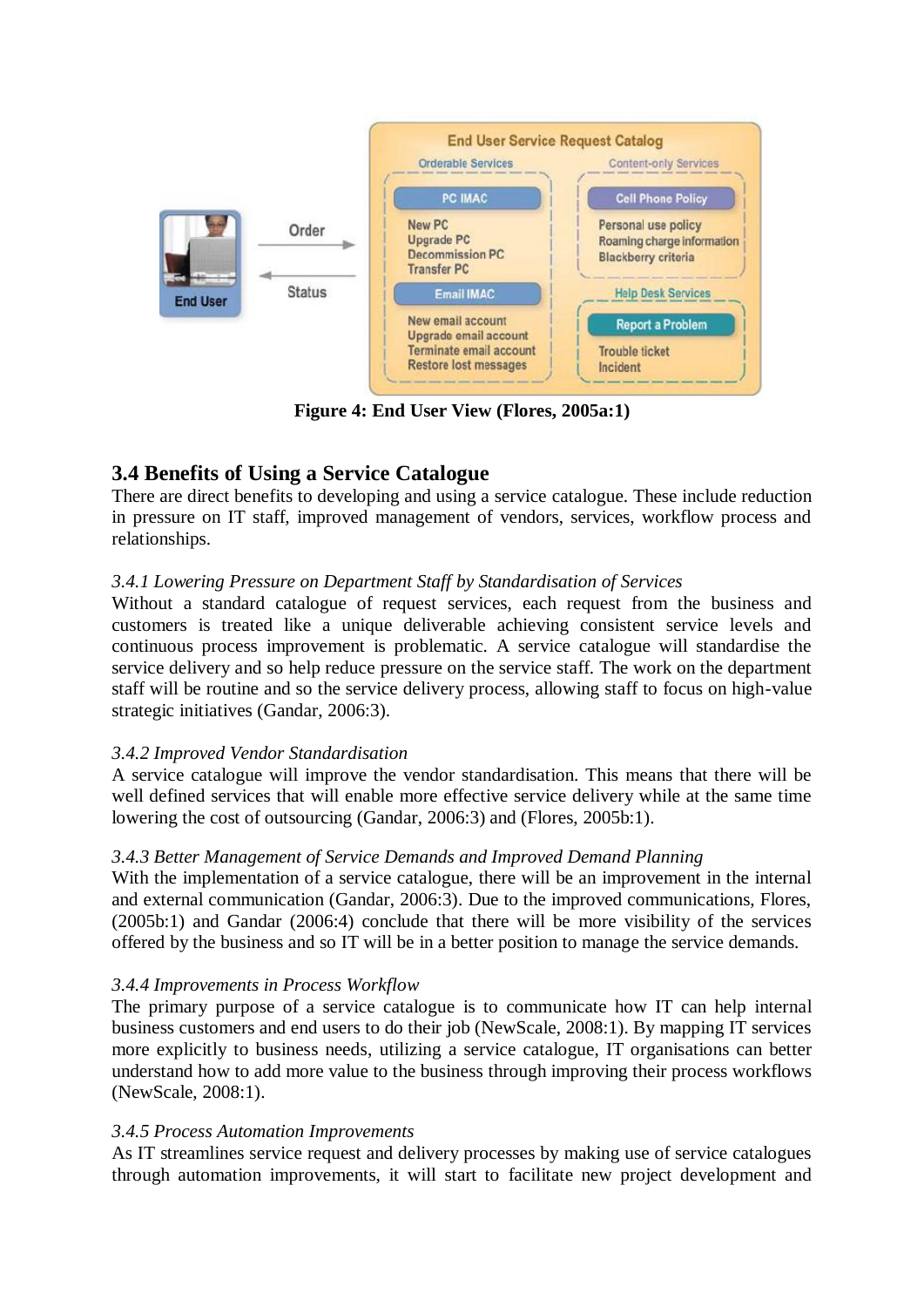Figure 4: End User View (Flores, 2005a:1)

## 3.4 Benefits of Using a Service Catalogue

There are direct benefits to developing and using a service catalogue. These include reduction in pressure on IT staff, improved management of vendors, services, workflow process and relationships.

*3.4.1 Lowering Pressure on Department Staff by Standardisation of Services*

Without a standard catalogue of request services, each request from the business and customers is treated like a unique deliverable achieving consistent service levels and continuous process improvement is problematic. A service catalogue will standardise the service delivery and so help reduce pressure on the service staff. The work on the department staff will be routine and so the service delivery process, allowing staff to focus on high-value strategic initiatives (Gandar, 2006:3).

*3.4.2 Improved Vendor Standardisation*

A service catalogue will improve the vendor standardisation. This means that there will be well defined services that will enable more effective service delivery while at the same time lowering the cost of outsourcing (Gandar, 2006:3) and (Flores, 2005b:1).

*3.4.3 Better Management of Service Demands and Improved Demand Planning*

With the implementation of a service catalogue, there will be an improvement in the internal and external communication (Gandar, 2006:3). Due to the improved communications, Flores, (2005b:1) and Gandar (2006:4) conclude that there will be more visibility of the services offered by the business and so IT will be in a better position to manage the service demands.

*3.4.4 Improvements in Process Workflow*

The primary purpose of a service catalogue is to communicate how IT can help internal business customers and end users to do their job (NewScale, 2008:1). By mapping IT services more explicitly to business needs, utilizing a service catalogue, IT organisations can better understand how to add more value to the business through improving their process workflows (NewScale, 2008:1).

*3.4.5 Process Automation Improvements*

As IT streamlines service request and delivery processes by making use of service catalogues through automation improvements, it will start to facilitate new project development and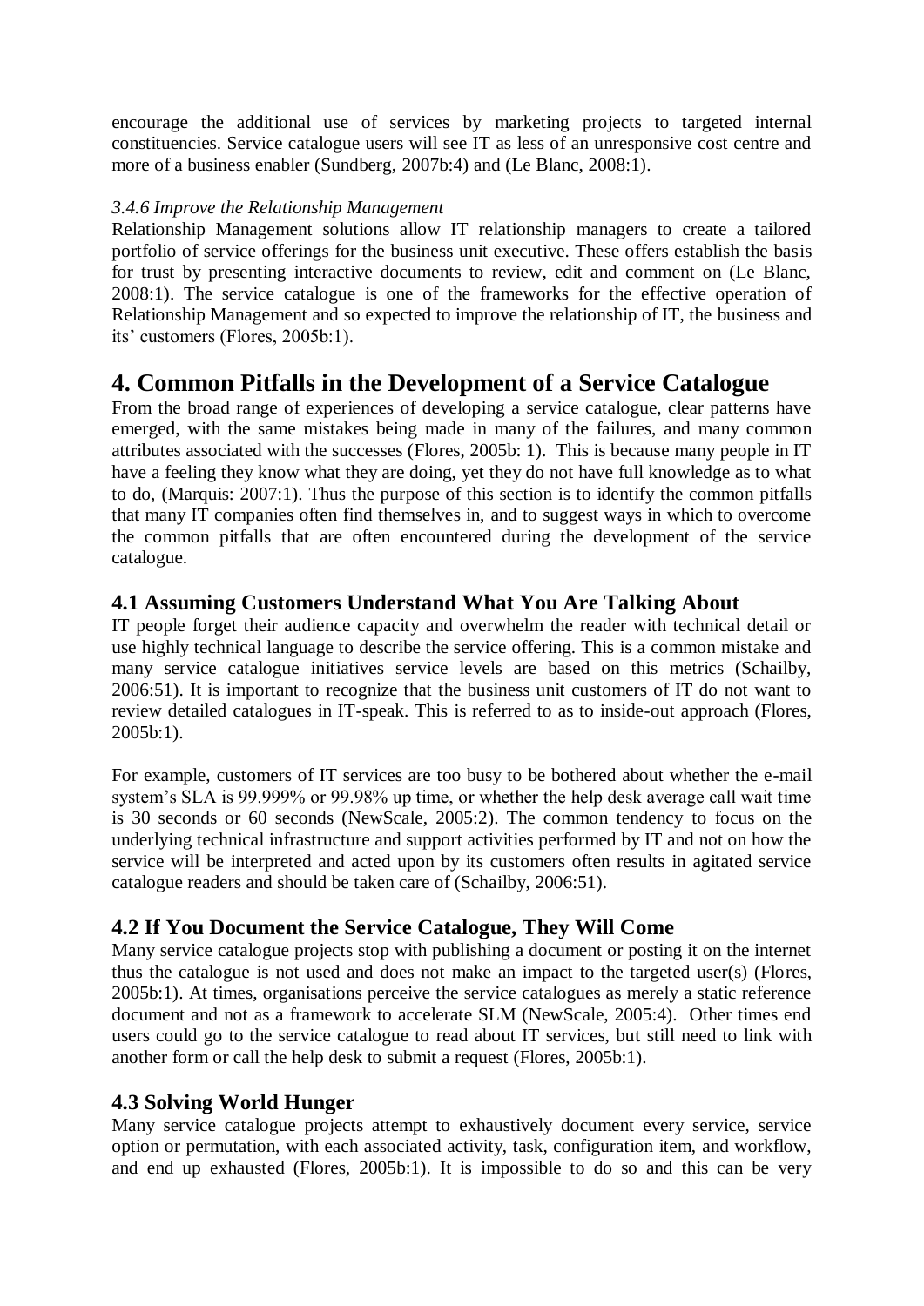encourage the additional use of services by marketing projects to targeted internal constituencies. Service catalogue users will see IT as less of an unresponsive cost centre and more of a business enabler (Sundberg, 2007b:4) and (Le Blanc, 2008:1).

### *3.4.6 Improve the Relationship Management*

Relationship Management solutions allow IT relationship managers to create a tailored portfolio of service offerings for the business unit executive. These offers establish the basis for trust by presenting interactive documents to review, edit and comment on (Le Blanc, 2008:1). The service catalogue is one of the frameworks for the effective operation of Relationship Management and so expected to improve the relationship of IT, the business and its' customers (Flores, 2005b:1).

# 4. Common Pitfalls in the Development of a Service Catalogue

From the broad range of experiences of developing a service catalogue, clear patterns have emerged, with the same mistakes being made in many of the failures, and many common attributes associated with the successes (Flores, 2005b: 1). This is because many people in IT have a feeling they know what they are doing, yet they do not have full knowledge as to what to do, (Marquis: 2007:1). Thus the purpose of this section is to identify the common pitfalls that many IT companies often find themselves in, and to suggest ways in which to overcome the common pitfalls that are often encountered during the development of the service catalogue.

## 4.1 Assuming Customers Understand What You Are Talking About

IT people forget their audience capacity and overwhelm the reader with technical detail or use highly technical language to describe the service offering. This is a common mistake and many service catalogue initiatives service levels are based on this metrics (Schailby, 2006:51). It is important to recognize that the business unit customers of IT do not want to review detailed catalogues in IT-speak. This is referred to as to inside-out approach (Flores, 2005b:1).

For example, customers of IT services are too busy to be bothered about whether the e-mail system's SLA is 99.999% or 99.98% up time, or whether the help desk average call wait time is 30 seconds or 60 seconds (NewScale, 2005:2). The common tendency to focus on the underlying technical infrastructure and support activities performed by IT and not on how the service will be interpreted and acted upon by its customers often results in agitated service catalogue readers and should be taken care of (Schailby, 2006:51).

## 4.2 If You Document the Service Catalogue, They Will Come

Many service catalogue projects stop with publishing a document or posting it on the internet thus the catalogue is not used and does not make an impact to the targeted user(s) (Flores, 2005b:1). At times, organisations perceive the service catalogues as merely a static reference document and not as a framework to accelerate SLM (NewScale, 2005:4). Other times end users could go to the service catalogue to read about IT services, but still need to link with another form or call the help desk to submit a request (Flores, 2005b:1).

## 4.3 Solving World Hunger

Many service catalogue projects attempt to exhaustively document every service, service option or permutation, with each associated activity, task, configuration item, and workflow, and end up exhausted (Flores, 2005b:1). It is impossible to do so and this can be very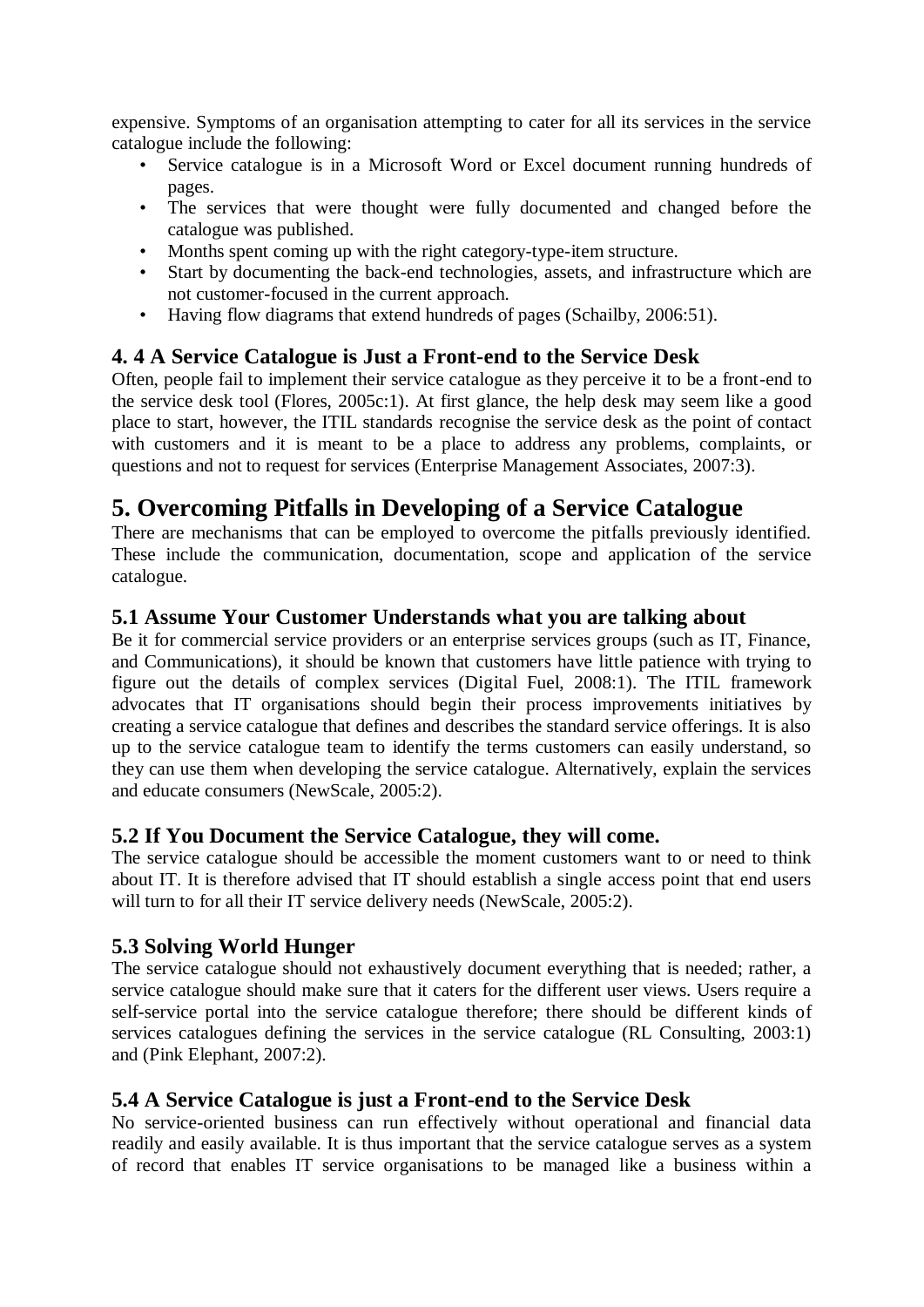expensive. Symptoms of an organisation attempting to cater for all its services in the service catalogue include the following:

- Service catalogue is in a Microsoft Word or Excel document running hundreds of pages.
- The services that were thought were fully documented and changed before the catalogue was published.
- Months spent coming up with the right category-type-item structure.
- Start by documenting the back-end technologies, assets, and infrastructure which are not customer-focused in the current approach.
- Having flow diagrams that extend hundreds of pages (Schailby, 2006:51).

### 4. 4 A Service Catalogue is Just a Front-end to the Service Desk

Often, people fail to implement their service catalogue as they perceive it to be a front-end to the service desk tool (Flores, 2005c:1). At first glance, the help desk may seem like a good place to start, however, the ITIL standards recognise the service desk as the point of contact with customers and it is meant to be a place to address any problems, complaints, or questions and not to request for services (Enterprise Management Associates, 2007:3).

## 5. Overcoming Pitfalls in Developing of a Service Catalogue

There are mechanisms that can be employed to overcome the pitfalls previously identified. These include the communication, documentation, scope and application of the service catalogue.

### 5.1 Assume Your Customer Understands what you are talking about

Be it for commercial service providers or an enterprise services groups (such as IT, Finance, and Communications), it should be known that customers have little patience with trying to figure out the details of complex services (Digital Fuel, 2008:1). The ITIL framework advocates that IT organisations should begin their process improvements initiatives by creating a service catalogue that defines and describes the standard service offerings. It is also up to the service catalogue team to identify the terms customers can easily understand, so they can use them when developing the service catalogue. Alternatively, explain the services and educate consumers (NewScale, 2005:2).

### 5.2 If You Document the Service Catalogue, they will come.

The service catalogue should be accessible the moment customers want to or need to think about IT. It is therefore advised that IT should establish a single access point that end users will turn to for all their IT service delivery needs (NewScale, 2005:2).

### 5.3 Solving World Hunger

The service catalogue should not exhaustively document everything that is needed; rather, a service catalogue should make sure that it caters for the different user views. Users require a self-service portal into the service catalogue therefore; there should be different kinds of services catalogues defining the services in the service catalogue (RL Consulting, 2003:1) and (Pink Elephant, 2007:2).

### 5.4 A Service Catalogue is just a Front-end to the Service Desk

No service-oriented business can run effectively without operational and financial data readily and easily available. It is thus important that the service catalogue serves as a system of record that enables IT service organisations to be managed like a business within a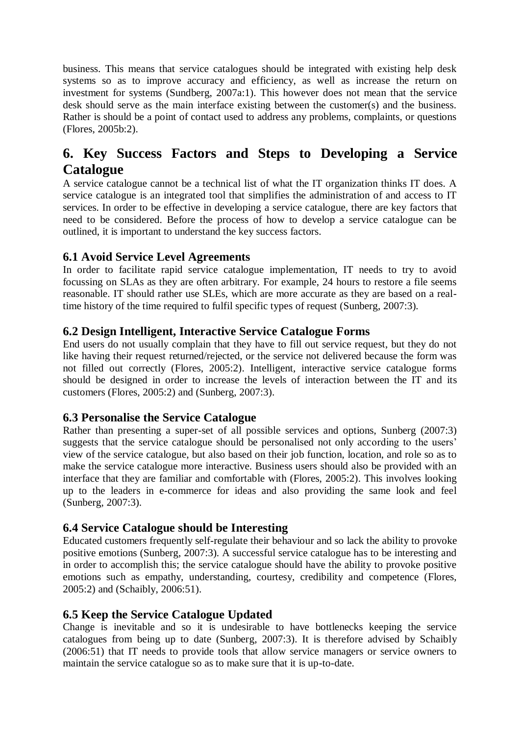business. This means that service catalogues should be integrated with existing help desk systems so as to improve accuracy and efficiency, as well as increase the return on investment for systems (Sundberg, 2007a:1). This however does not mean that the service desk should serve as the main interface existing between the customer(s) and the business. Rather is should be a point of contact used to address any problems, complaints, or questions (Flores, 2005b:2).

## 6. Key Success Factors and Steps to Developing a Service Catalogue

A service catalogue cannot be a technical list of what the IT organization thinks IT does. A service catalogue is an integrated tool that simplifies the administration of and access to IT services. In order to be effective in developing a service catalogue, there are key factors that need to be considered. Before the process of how to develop a service catalogue can be outlined, it is important to understand the key success factors.

### 6.1 Avoid Service Level Agreements

In order to facilitate rapid service catalogue implementation, IT needs to try to avoid focussing on SLAs as they are often arbitrary. For example, 24 hours to restore a file seems reasonable. IT should rather use SLEs, which are more accurate as they are based on a real-time history of the time required to fulfil specific types of request (Sunberg, 2007:3).

### 6.2 Design Intelligent, Interactive Service Catalogue Forms

End users do not usually complain that they have to fill out service request, but they do not like having their request returned/rejected, or the service not delivered because the form was not filled out correctly (Flores, 2005:2). Intelligent, interactive service catalogue forms should be designed in order to increase the levels of interaction between the IT and its customers (Flores, 2005:2) and (Sunberg, 2007:3).

### 6.3 Personalise the Service Catalogue

Rather than presenting a super-set of all possible services and options, Sunberg (2007:3) suggests that the service catalogue should be personalised not only according to the users' view of the service catalogue, but also based on their job function, location, and role so as to make the service catalogue more interactive. Business users should also be provided with an interface that they are familiar and comfortable with (Flores, 2005:2). This involves looking up to the leaders in e-commerce for ideas and also providing the same look and feel (Sunberg, 2007:3).

### 6.4 Service Catalogue should be Interesting

Educated customers frequently self-regulate their behaviour and so lack the ability to provoke positive emotions (Sunberg, 2007:3). A successful service catalogue has to be interesting and in order to accomplish this; the service catalogue should have the ability to provoke positive emotions such as empathy, understanding, courtesy, credibility and competence (Flores, 2005:2) and (Schaibly, 2006:51).

### 6.5 Keep the Service Catalogue Updated

Change is inevitable and so it is undesirable to have bottlenecks keeping the service catalogues from being up to date (Sunberg, 2007:3). It is therefore advised by Schaibly (2006:51) that IT needs to provide tools that allow service managers or service owners to maintain the service catalogue so as to make sure that it is up-to-date.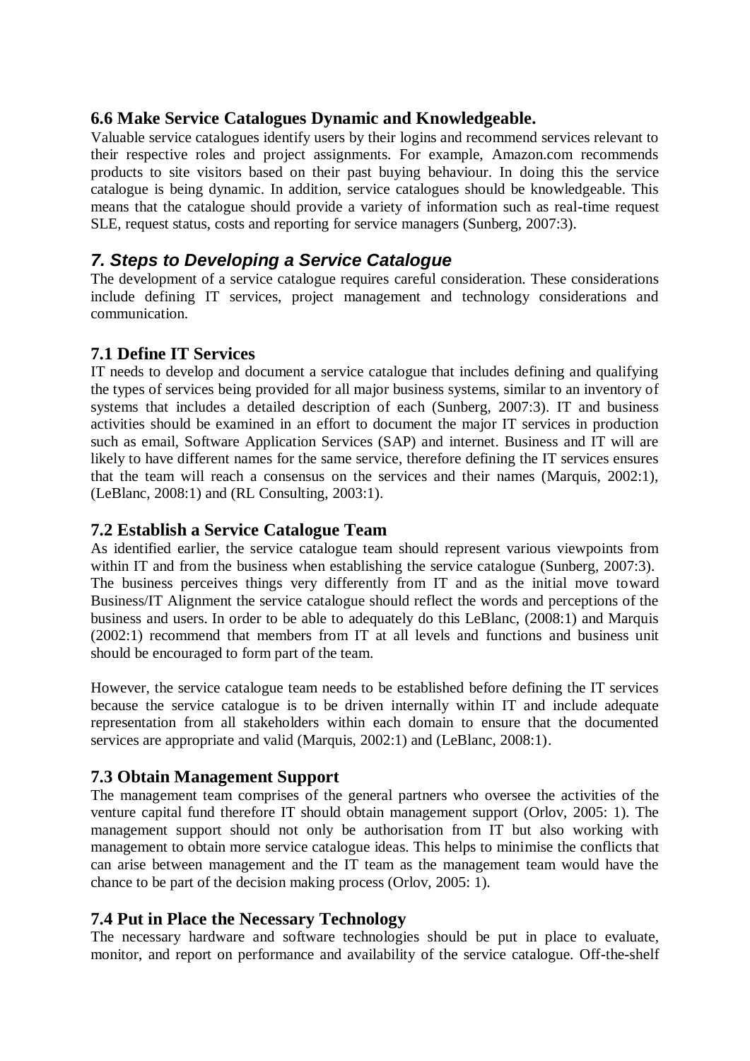### 6.6 Make Service Catalogues Dynamic and Knowledgeable.

Valuable service catalogues identify users by their logins and recommend services relevant to their respective roles and project assignments. For example, Amazon.com recommends products to site visitors based on their past buying behaviour. In doing this the service catalogue is being dynamic. In addition, service catalogues should be knowledgeable. This means that the catalogue should provide a variety of information such as real-time request SLE, request status, costs and reporting for service managers (Sunberg, 2007:3).

## *7. Steps to Developing a Service Catalogue*

The development of a service catalogue requires careful consideration. These considerations include defining IT services, project management and technology considerations and communication.

### 7.1 Define IT Services

IT needs to develop and document a service catalogue that includes defining and qualifying the types of services being provided for all major business systems, similar to an inventory of systems that includes a detailed description of each (Sunberg, 2007:3). IT and business activities should be examined in an effort to document the major IT services in production such as email, Software Application Services (SAP) and internet. Business and IT will are likely to have different names for the same service, therefore defining the IT services ensures that the team will reach a consensus on the services and their names (Marquis, 2002:1), (LeBlanc, 2008:1) and (RL Consulting, 2003:1).

### 7.2 Establish a Service Catalogue Team

As identified earlier, the service catalogue team should represent various viewpoints from within IT and from the business when establishing the service catalogue (Sunberg, 2007:3). The business perceives things very differently from IT and as the initial move toward Business/IT Alignment the service catalogue should reflect the words and perceptions of the business and users. In order to be able to adequately do this LeBlanc, (2008:1) and Marquis (2002:1) recommend that members from IT at all levels and functions and business unit should be encouraged to form part of the team.

However, the service catalogue team needs to be established before defining the IT services because the service catalogue is to be driven internally within IT and include adequate representation from all stakeholders within each domain to ensure that the documented services are appropriate and valid (Marquis, 2002:1) and (LeBlanc, 2008:1).

### 7.3 Obtain Management Support

The management team comprises of the general partners who oversee the activities of the venture capital fund therefore IT should obtain management support (Orlov, 2005: 1). The management support should not only be authorisation from IT but also working with management to obtain more service catalogue ideas. This helps to minimise the conflicts that can arise between management and the IT team as the management team would have the chance to be part of the decision making process (Orlov, 2005: 1).

### 7.4 Put in Place the Necessary Technology

The necessary hardware and software technologies should be put in place to evaluate, monitor, and report on performance and availability of the service catalogue. Off-the-shelf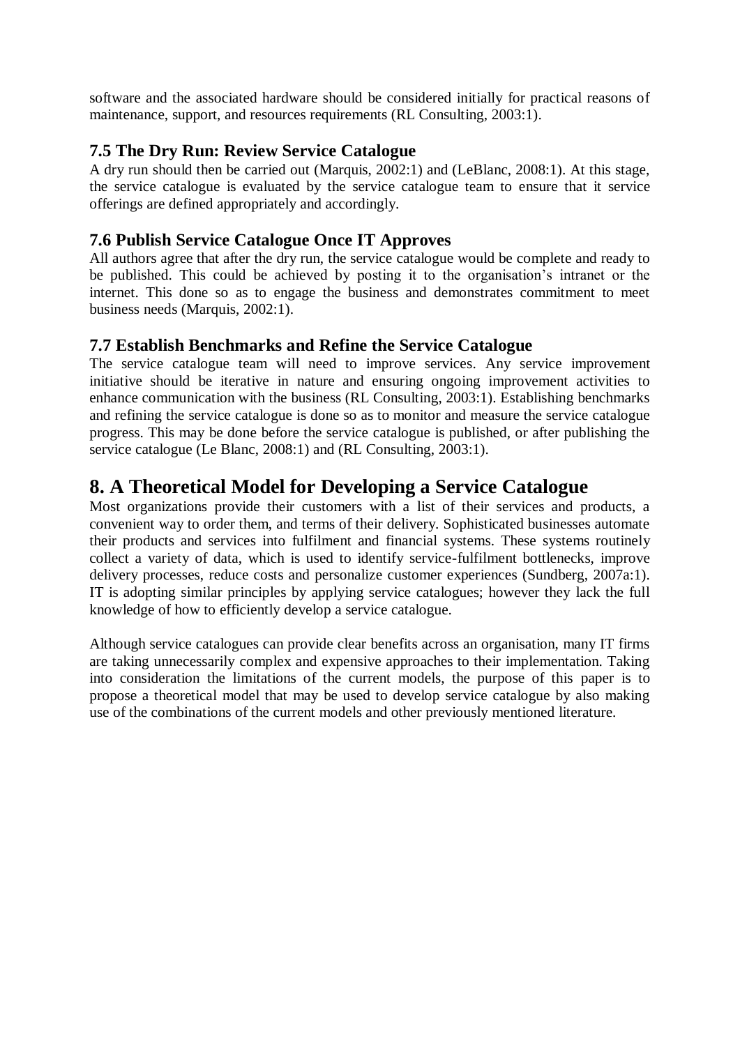software and the associated hardware should be considered initially for practical reasons of maintenance, support, and resources requirements (RL Consulting, 2003:1).

### 7.5 The Dry Run: Review Service Catalogue

A dry run should then be carried out (Marquis, 2002:1) and (LeBlanc, 2008:1). At this stage, the service catalogue is evaluated by the service catalogue team to ensure that it service offerings are defined appropriately and accordingly.

### 7.6 Publish Service Catalogue Once IT Approves

All authors agree that after the dry run, the service catalogue would be complete and ready to be published. This could be achieved by posting it to the organisation's intranet or the internet. This done so as to engage the business and demonstrates commitment to meet business needs (Marquis, 2002:1).

### 7.7 Establish Benchmarks and Refine the Service Catalogue

The service catalogue team will need to improve services. Any service improvement initiative should be iterative in nature and ensuring ongoing improvement activities to enhance communication with the business (RL Consulting, 2003:1). Establishing benchmarks and refining the service catalogue is done so as to monitor and measure the service catalogue progress. This may be done before the service catalogue is published, or after publishing the service catalogue (Le Blanc, 2008:1) and (RL Consulting, 2003:1).

## 8. A Theoretical Model for Developing a Service Catalogue

Most organizations provide their customers with a list of their services and products, a convenient way to order them, and terms of their delivery. Sophisticated businesses automate their products and services into fulfilment and financial systems. These systems routinely collect a variety of data, which is used to identify service-fulfilment bottlenecks, improve delivery processes, reduce costs and personalize customer experiences (Sundberg, 2007a:1). IT is adopting similar principles by applying service catalogues; however they lack the full knowledge of how to efficiently develop a service catalogue.

Although service catalogues can provide clear benefits across an organisation, many IT firms are taking unnecessarily complex and expensive approaches to their implementation. Taking into consideration the limitations of the current models, the purpose of this paper is to propose a theoretical model that may be used to develop service catalogue by also making use of the combinations of the current models and other previously mentioned literature.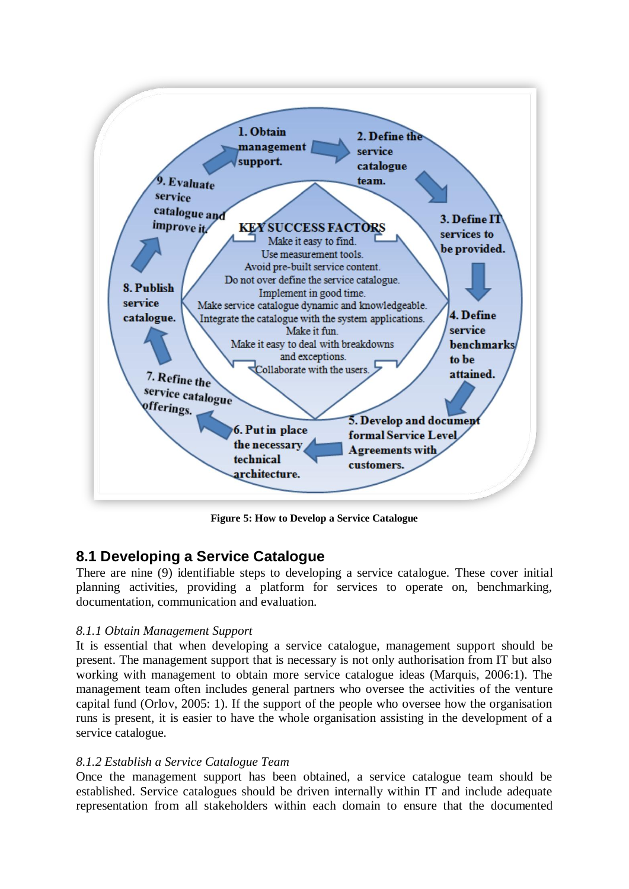1. Obtain management support.
2. Define the service catalogue team.
3. Define IT services to be provided.
4. Define service benchmarks to be attained.
5. Develop and document formal Service Level Agreements with customers.
6. Put in place the necessary technical architecture.
7. Refine the service catalogue offerings.
8. Publish service catalogue.
9. Evaluate service catalogue and improve it.

**KEY SUCCESS FACTORS**

Make it easy to find.
Use measurement tools.
Avoid pre-built service content.
Do not over define the service catalogue.
Implement in good time.
Make service catalogue dynamic and knowledgeable.
Integrate the catalogue with the system applications.
Make it fun.
Make it easy to deal with breakdowns and exceptions.
Collaborate with the users.

**Figure 5: How to Develop a Service Catalogue**

## 8.1 Developing a Service Catalogue

There are nine (9) identifiable steps to developing a service catalogue. These cover initial planning activities, providing a platform for services to operate on, benchmarking, documentation, communication and evaluation.

### *8.1.1 Obtain Management Support*

It is essential that when developing a service catalogue, management support should be present. The management support that is necessary is not only authorisation from IT but also working with management to obtain more service catalogue ideas (Marquis, 2006:1). The management team often includes general partners who oversee the activities of the venture capital fund (Orlov, 2005: 1). If the support of the people who oversee how the organisation runs is present, it is easier to have the whole organisation assisting in the development of a service catalogue.

### *8.1.2 Establish a Service Catalogue Team*

Once the management support has been obtained, a service catalogue team should be established. Service catalogues should be driven internally within IT and include adequate representation from all stakeholders within each domain to ensure that the documented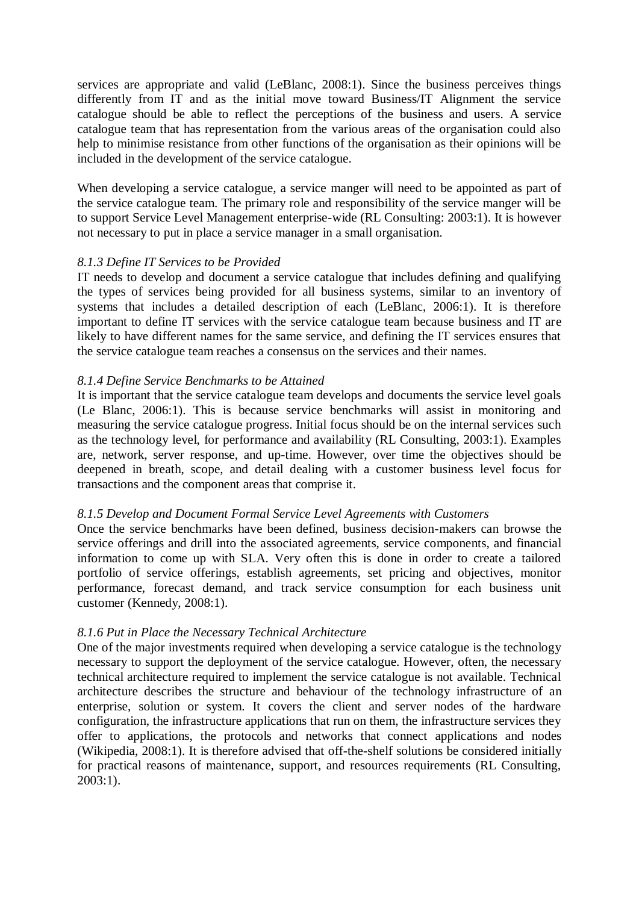services are appropriate and valid (LeBlanc, 2008:1). Since the business perceives things differently from IT and as the initial move toward Business/IT Alignment the service catalogue should be able to reflect the perceptions of the business and users. A service catalogue team that has representation from the various areas of the organisation could also help to minimise resistance from other functions of the organisation as their opinions will be included in the development of the service catalogue.

When developing a service catalogue, a service manger will need to be appointed as part of the service catalogue team. The primary role and responsibility of the service manger will be to support Service Level Management enterprise-wide (RL Consulting: 2003:1). It is however not necessary to put in place a service manager in a small organisation.

*8.1.3 Define IT Services to be Provided*

IT needs to develop and document a service catalogue that includes defining and qualifying the types of services being provided for all business systems, similar to an inventory of systems that includes a detailed description of each (LeBlanc, 2006:1). It is therefore important to define IT services with the service catalogue team because business and IT are likely to have different names for the same service, and defining the IT services ensures that the service catalogue team reaches a consensus on the services and their names.

*8.1.4 Define Service Benchmarks to be Attained*

It is important that the service catalogue team develops and documents the service level goals (Le Blanc, 2006:1). This is because service benchmarks will assist in monitoring and measuring the service catalogue progress. Initial focus should be on the internal services such as the technology level, for performance and availability (RL Consulting, 2003:1). Examples are, network, server response, and up-time. However, over time the objectives should be deepened in breath, scope, and detail dealing with a customer business level focus for transactions and the component areas that comprise it.

*8.1.5 Develop and Document Formal Service Level Agreements with Customers*

Once the service benchmarks have been defined, business decision-makers can browse the service offerings and drill into the associated agreements, service components, and financial information to come up with SLA. Very often this is done in order to create a tailored portfolio of service offerings, establish agreements, set pricing and objectives, monitor performance, forecast demand, and track service consumption for each business unit customer (Kennedy, 2008:1).

*8.1.6 Put in Place the Necessary Technical Architecture*

One of the major investments required when developing a service catalogue is the technology necessary to support the deployment of the service catalogue. However, often, the necessary technical architecture required to implement the service catalogue is not available. Technical architecture describes the structure and behaviour of the technology infrastructure of an enterprise, solution or system. It covers the client and server nodes of the hardware configuration, the infrastructure applications that run on them, the infrastructure services they offer to applications, the protocols and networks that connect applications and nodes (Wikipedia, 2008:1). It is therefore advised that off-the-shelf solutions be considered initially for practical reasons of maintenance, support, and resources requirements (RL Consulting, 2003:1).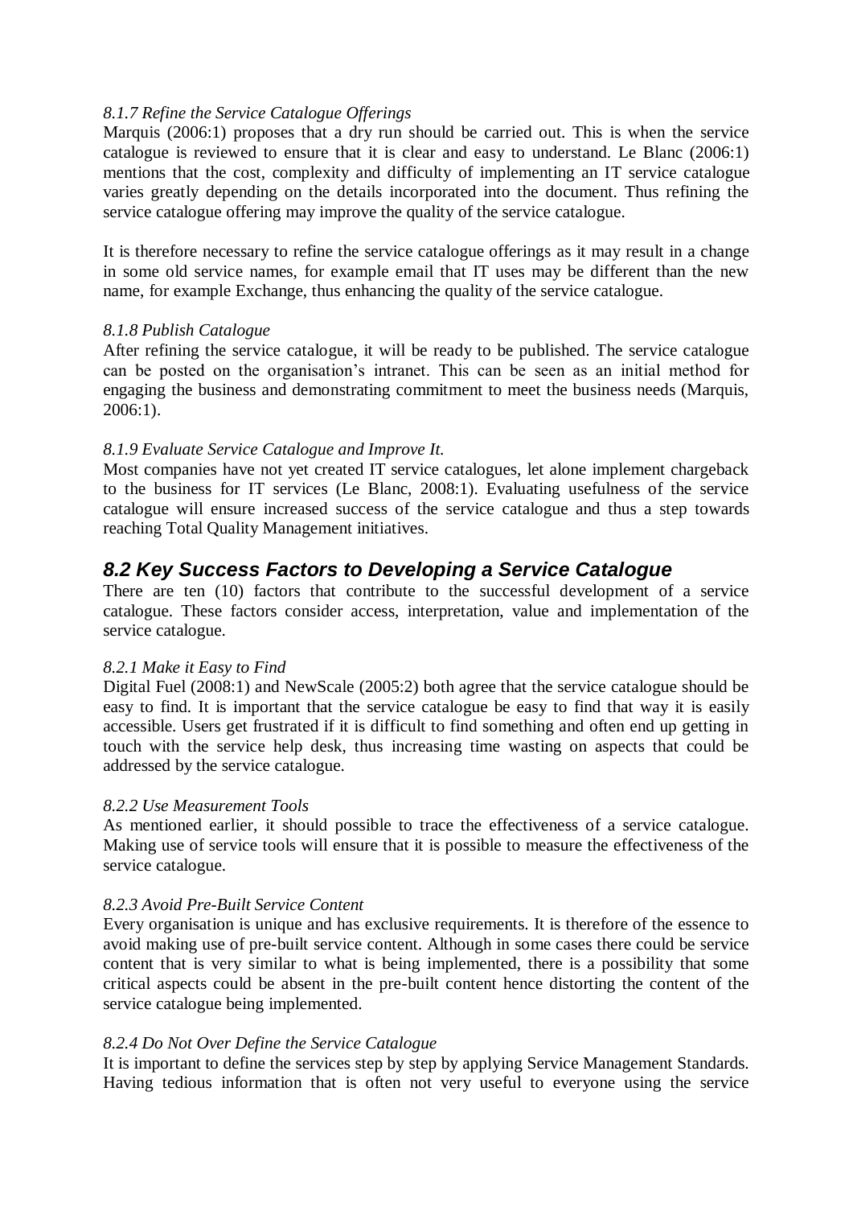*8.1.7 Refine the Service Catalogue Offerings*

Marquis (2006:1) proposes that a dry run should be carried out. This is when the service catalogue is reviewed to ensure that it is clear and easy to understand. Le Blanc (2006:1) mentions that the cost, complexity and difficulty of implementing an IT service catalogue varies greatly depending on the details incorporated into the document. Thus refining the service catalogue offering may improve the quality of the service catalogue.

It is therefore necessary to refine the service catalogue offerings as it may result in a change in some old service names, for example email that IT uses may be different than the new name, for example Exchange, thus enhancing the quality of the service catalogue.

*8.1.8 Publish Catalogue*

After refining the service catalogue, it will be ready to be published. The service catalogue can be posted on the organisation's intranet. This can be seen as an initial method for engaging the business and demonstrating commitment to meet the business needs (Marquis, 2006:1).

*8.1.9 Evaluate Service Catalogue and Improve It.*

Most companies have not yet created IT service catalogues, let alone implement chargeback to the business for IT services (Le Blanc, 2008:1). Evaluating usefulness of the service catalogue will ensure increased success of the service catalogue and thus a step towards reaching Total Quality Management initiatives.

## 8.2 Key Success Factors to Developing a Service Catalogue

There are ten (10) factors that contribute to the successful development of a service catalogue. These factors consider access, interpretation, value and implementation of the service catalogue.

*8.2.1 Make it Easy to Find*

Digital Fuel (2008:1) and NewScale (2005:2) both agree that the service catalogue should be easy to find. It is important that the service catalogue be easy to find that way it is easily accessible. Users get frustrated if it is difficult to find something and often end up getting in touch with the service help desk, thus increasing time wasting on aspects that could be addressed by the service catalogue.

*8.2.2 Use Measurement Tools*

As mentioned earlier, it should possible to trace the effectiveness of a service catalogue. Making use of service tools will ensure that it is possible to measure the effectiveness of the service catalogue.

*8.2.3 Avoid Pre-Built Service Content*

Every organisation is unique and has exclusive requirements. It is therefore of the essence to avoid making use of pre-built service content. Although in some cases there could be service content that is very similar to what is being implemented, there is a possibility that some critical aspects could be absent in the pre-built content hence distorting the content of the service catalogue being implemented.

*8.2.4 Do Not Over Define the Service Catalogue*

It is important to define the services step by step by applying Service Management Standards. Having tedious information that is often not very useful to everyone using the service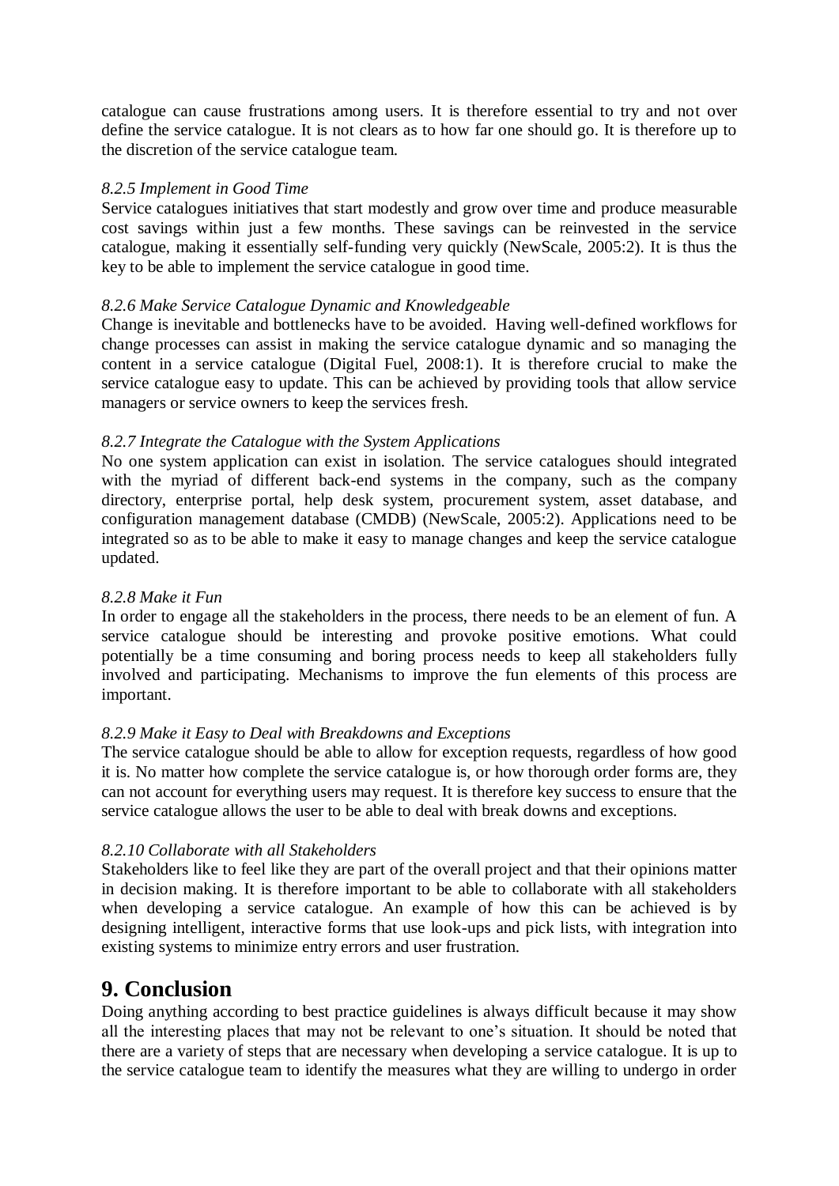catalogue can cause frustrations among users. It is therefore essential to try and not over define the service catalogue. It is not clears as to how far one should go. It is therefore up to the discretion of the service catalogue team.

*8.2.5 Implement in Good Time*

Service catalogues initiatives that start modestly and grow over time and produce measurable cost savings within just a few months. These savings can be reinvested in the service catalogue, making it essentially self-funding very quickly (NewScale, 2005:2). It is thus the key to be able to implement the service catalogue in good time.

*8.2.6 Make Service Catalogue Dynamic and Knowledgeable*

Change is inevitable and bottlenecks have to be avoided. Having well-defined workflows for change processes can assist in making the service catalogue dynamic and so managing the content in a service catalogue (Digital Fuel, 2008:1). It is therefore crucial to make the service catalogue easy to update. This can be achieved by providing tools that allow service managers or service owners to keep the services fresh.

*8.2.7 Integrate the Catalogue with the System Applications*

No one system application can exist in isolation. The service catalogues should integrated with the myriad of different back-end systems in the company, such as the company directory, enterprise portal, help desk system, procurement system, asset database, and configuration management database (CMDB) (NewScale, 2005:2). Applications need to be integrated so as to be able to make it easy to manage changes and keep the service catalogue updated.

*8.2.8 Make it Fun*

In order to engage all the stakeholders in the process, there needs to be an element of fun. A service catalogue should be interesting and provoke positive emotions. What could potentially be a time consuming and boring process needs to keep all stakeholders fully involved and participating. Mechanisms to improve the fun elements of this process are important.

*8.2.9 Make it Easy to Deal with Breakdowns and Exceptions*

The service catalogue should be able to allow for exception requests, regardless of how good it is. No matter how complete the service catalogue is, or how thorough order forms are, they can not account for everything users may request. It is therefore key success to ensure that the service catalogue allows the user to be able to deal with break downs and exceptions.

*8.2.10 Collaborate with all Stakeholders*

Stakeholders like to feel like they are part of the overall project and that their opinions matter in decision making. It is therefore important to be able to collaborate with all stakeholders when developing a service catalogue. An example of how this can be achieved is by designing intelligent, interactive forms that use look-ups and pick lists, with integration into existing systems to minimize entry errors and user frustration.

# 9. Conclusion

Doing anything according to best practice guidelines is always difficult because it may show all the interesting places that may not be relevant to one's situation. It should be noted that there are a variety of steps that are necessary when developing a service catalogue. It is up to the service catalogue team to identify the measures what they are willing to undergo in order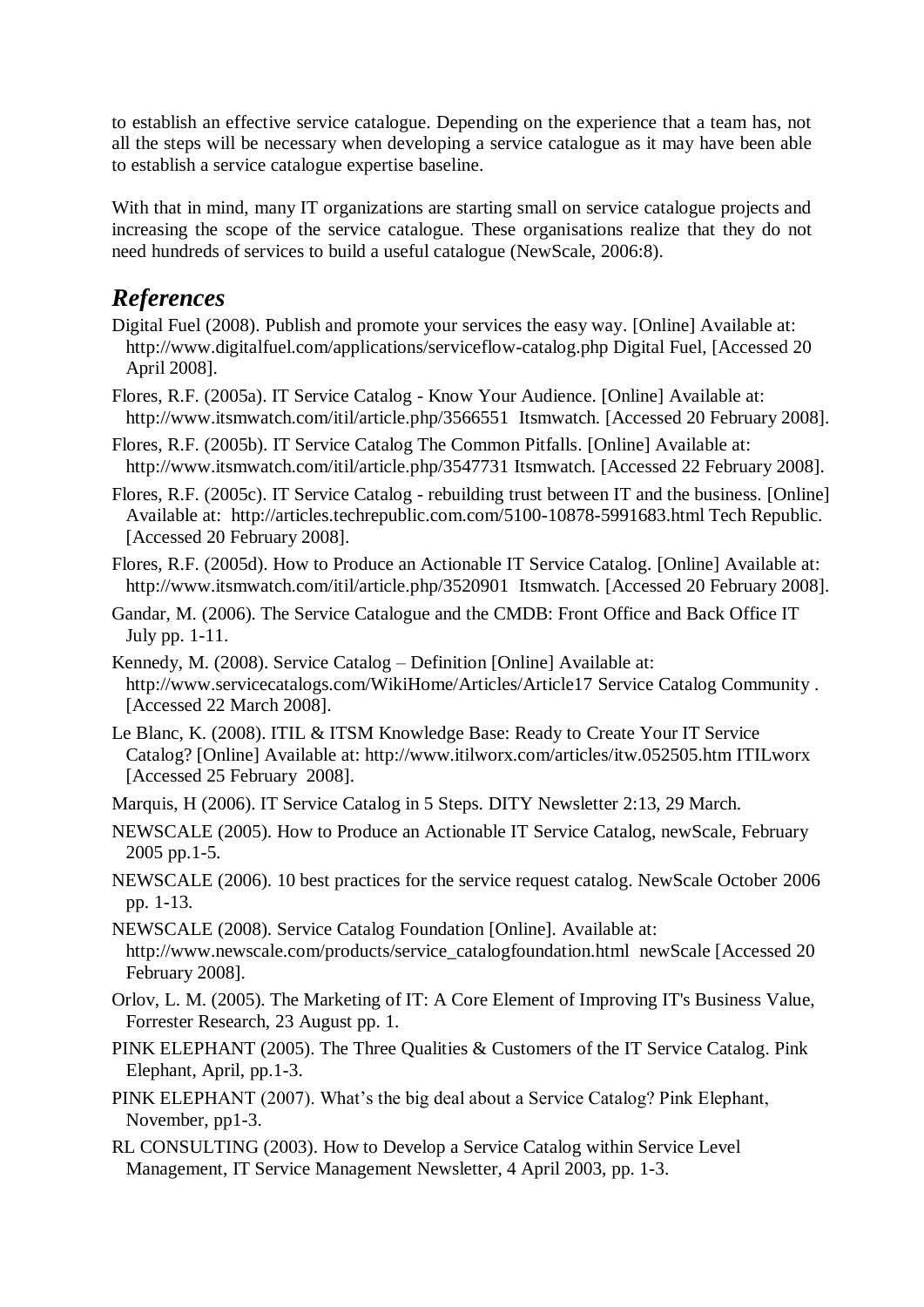to establish an effective service catalogue. Depending on the experience that a team has, not all the steps will be necessary when developing a service catalogue as it may have been able to establish a service catalogue expertise baseline.

With that in mind, many IT organizations are starting small on service catalogue projects and increasing the scope of the service catalogue. These organisations realize that they do not need hundreds of services to build a useful catalogue (NewScale, 2006:8).

## *References*

Digital Fuel (2008). Publish and promote your services the easy way. [Online] Available at: http://www.digitalfuel.com/applications/serviceflow-catalog.php Digital Fuel, [Accessed 20 April 2008].

Flores, R.F. (2005a). IT Service Catalog - Know Your Audience. [Online] Available at: http://www.itsmwatch.com/itil/article.php/3566551 Itsmwatch. [Accessed 20 February 2008].

Flores, R.F. (2005b). IT Service Catalog The Common Pitfalls. [Online] Available at: http://www.itsmwatch.com/itil/article.php/3547731 Itsmwatch. [Accessed 22 February 2008].

Flores, R.F. (2005c). IT Service Catalog - rebuilding trust between IT and the business. [Online] Available at: http://articles.techrepublic.com.com/5100-10878-5991683.html Tech Republic. [Accessed 20 February 2008].

Flores, R.F. (2005d). How to Produce an Actionable IT Service Catalog. [Online] Available at: http://www.itsmwatch.com/itil/article.php/3520901 Itsmwatch. [Accessed 20 February 2008].

Gandar, M. (2006). The Service Catalogue and the CMDB: Front Office and Back Office IT July pp. 1-11.

Kennedy, M. (2008). Service Catalog – Definition [Online] Available at: http://www.servicecatalogs.com/WikiHome/Articles/Article17 Service Catalog Community . [Accessed 22 March 2008].

Le Blanc, K. (2008). ITIL & ITSM Knowledge Base: Ready to Create Your IT Service Catalog? [Online] Available at: http://www.itilworx.com/articles/itw.052505.htm ITILworx [Accessed 25 February 2008].

Marquis, H (2006). IT Service Catalog in 5 Steps. DITY Newsletter 2:13, 29 March.

NEWSCALE (2005). How to Produce an Actionable IT Service Catalog, newScale, February 2005 pp.1-5.

NEWSCALE (2006). 10 best practices for the service request catalog. NewScale October 2006 pp. 1-13.

NEWSCALE (2008). Service Catalog Foundation [Online]. Available at: http://www.newscale.com/products/service_catalogfoundation.html newScale [Accessed 20 February 2008].

Orlov, L. M. (2005). The Marketing of IT: A Core Element of Improving IT's Business Value, Forrester Research, 23 August pp. 1.

PINK ELEPHANT (2005). The Three Qualities & Customers of the IT Service Catalog. Pink Elephant, April, pp.1-3.

PINK ELEPHANT (2007). What's the big deal about a Service Catalog? Pink Elephant, November, pp1-3.

RL CONSULTING (2003). How to Develop a Service Catalog within Service Level Management, IT Service Management Newsletter, 4 April 2003, pp. 1-3.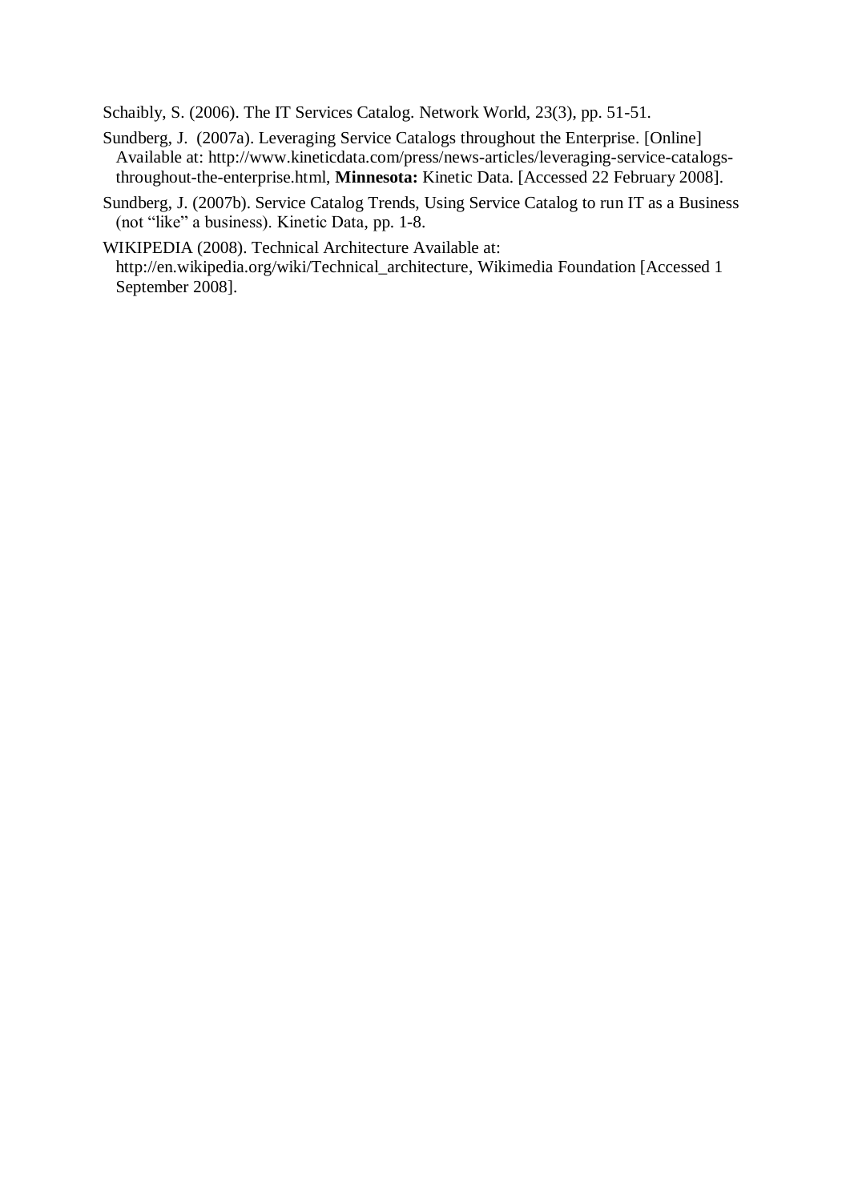Schaibly, S. (2006). The IT Services Catalog. Network World, 23(3), pp. 51-51.

Sundberg, J. (2007a). Leveraging Service Catalogs throughout the Enterprise. [Online] Available at: http://www.kineticdata.com/press/news-articles/leveraging-service-catalogs-throughout-the-enterprise.html, **Minnesota:** Kinetic Data. [Accessed 22 February 2008].

Sundberg, J. (2007b). Service Catalog Trends, Using Service Catalog to run IT as a Business (not "like" a business). Kinetic Data, pp. 1-8.

WIKIPEDIA (2008). Technical Architecture Available at: http://en.wikipedia.org/wiki/Technical_architecture, Wikimedia Foundation [Accessed 1 September 2008].